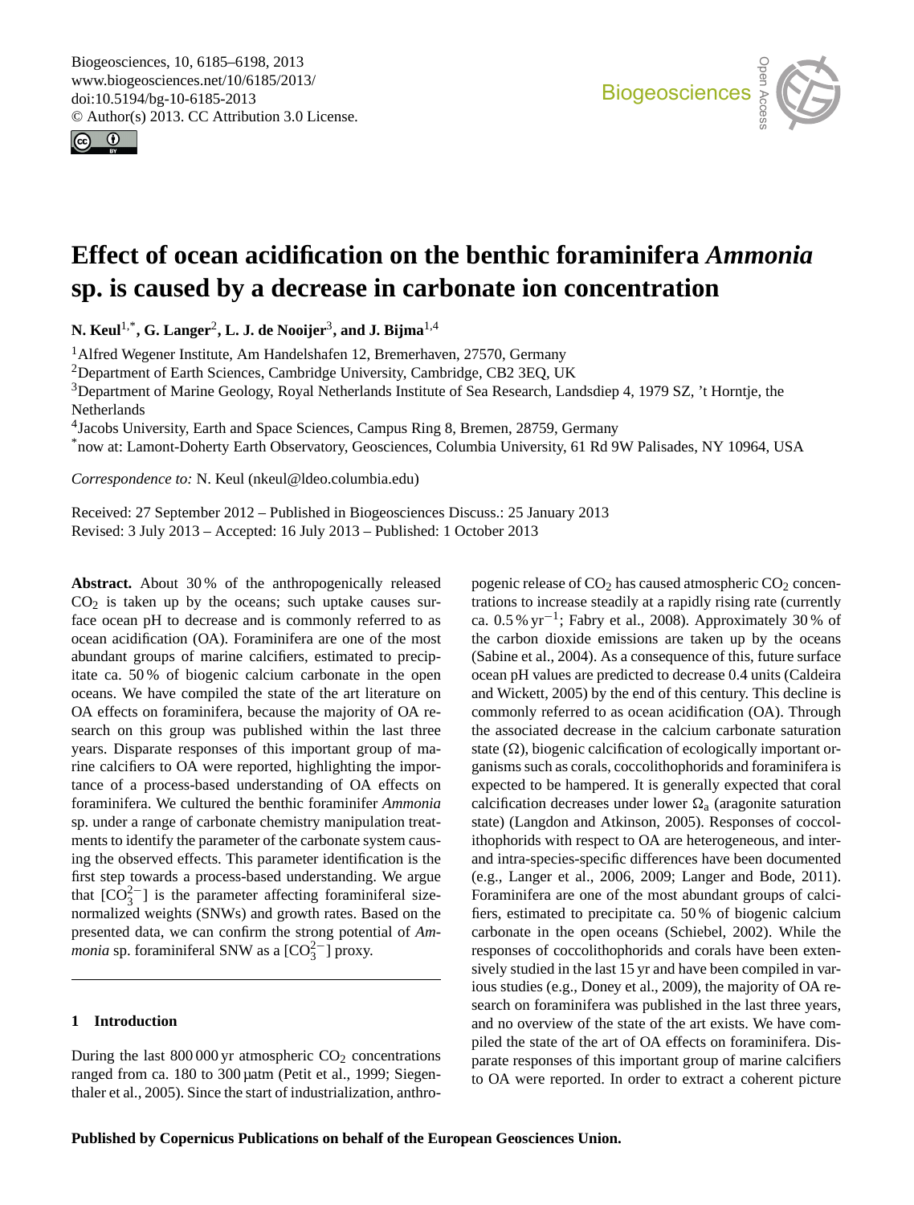# Effect of ocean acidification on the benthic foraminifera *Ammonia* sp. is caused by a decrease in carbonate ion concentration

**N. Keul[1,*], G. Langer[2], L. J. de Nooijer[3], and J. Bijma[1,4]**

[1]Alfred Wegener Institute, Am Handelshafen 12, Bremerhaven, 27570, Germany

[2]Department of Earth Sciences, Cambridge University, Cambridge, CB2 3EQ, UK

[3]Department of Marine Geology, Royal Netherlands Institute of Sea Research, Landsdiep 4, 1979 SZ, 't Horntje, the Netherlands

[4]Jacobs University, Earth and Space Sciences, Campus Ring 8, Bremen, 28759, Germany

[*]now at: Lamont-Doherty Earth Observatory, Geosciences, Columbia University, 61 Rd 9W Palisades, NY 10964, USA

*Correspondence to:* N. Keul (nkeul@ldeo.columbia.edu)

Received: 27 September 2012 – Published in Biogeosciences Discuss.: 25 January 2013
Revised: 3 July 2013 – Accepted: 16 July 2013 – Published: 1 October 2013

**Abstract.** About 30 % of the anthropogenically released $CO_2$ is taken up by the oceans; such uptake causes surface ocean pH to decrease and is commonly referred to as ocean acidification (OA). Foraminifera are one of the most abundant groups of marine calcifiers, estimated to precipitate ca. 50 % of biogenic calcium carbonate in the open oceans. We have compiled the state of the art literature on OA effects on foraminifera, because the majority of OA research on this group was published within the last three years. Disparate responses of this important group of marine calcifiers to OA were reported, highlighting the importance of a process-based understanding of OA effects on foraminifera. We cultured the benthic foraminifer *Ammonia* sp. under a range of carbonate chemistry manipulation treatments to identify the parameter of the carbonate system causing the observed effects. This parameter identification is the first step towards a process-based understanding. We argue that $[CO_3^{2-}]$ is the parameter affecting foraminiferal size-normalized weights (SNWs) and growth rates. Based on the presented data, we can confirm the strong potential of *Ammonia* sp. foraminiferal SNW as a $[CO_3^{2-}]$ proxy.

## 1 Introduction

During the last 800 000 yr atmospheric $CO_2$ concentrations ranged from ca. 180 to 300 µatm (Petit et al., 1999; Siegenthaler et al., 2005). Since the start of industrialization, anthropogenic release of $CO_2$ has caused atmospheric $CO_2$ concentrations to increase steadily at a rapidly rising rate (currently ca. 0.5 % $yr^{-1}$; Fabry et al., 2008). Approximately 30 % of the carbon dioxide emissions are taken up by the oceans (Sabine et al., 2004). As a consequence of this, future surface ocean pH values are predicted to decrease 0.4 units (Caldeira and Wickett, 2005) by the end of this century. This decline is commonly referred to as ocean acidification (OA). Through the associated decrease in the calcium carbonate saturation state ($\Omega$), biogenic calcification of ecologically important organisms such as corals, coccolithophorids and foraminifera is expected to be hampered. It is generally expected that coral calcification decreases under lower $\Omega_a$ (aragonite saturation state) (Langdon and Atkinson, 2005). Responses of coccolithophorids with respect to OA are heterogeneous, and inter- and intra-species-specific differences have been documented (e.g., Langer et al., 2006, 2009; Langer and Bode, 2011). Foraminifera are one of the most abundant groups of calcifiers, estimated to precipitate ca. 50 % of biogenic calcium carbonate in the open oceans (Schiebel, 2002). While the responses of coccolithophorids and corals have been extensively studied in the last 15 yr and have been compiled in various studies (e.g., Doney et al., 2009), the majority of OA research on foraminifera was published in the last three years, and no overview of the state of the art exists. We have compiled the state of the art of OA effects on foraminifera. Disparate responses of this important group of marine calcifiers to OA were reported. In order to extract a coherent picture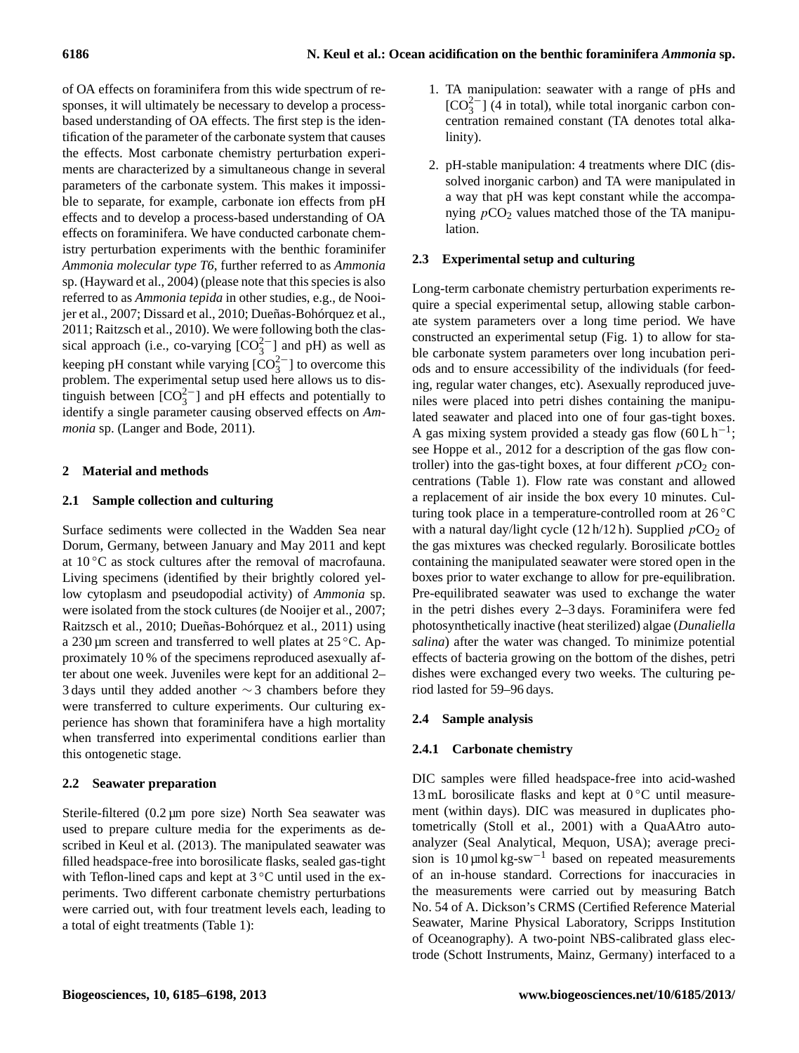of OA effects on foraminifera from this wide spectrum of responses, it will ultimately be necessary to develop a process-based understanding of OA effects. The first step is the identification of the parameter of the carbonate system that causes the effects. Most carbonate chemistry perturbation experiments are characterized by a simultaneous change in several parameters of the carbonate system. This makes it impossible to separate, for example, carbonate ion effects from pH effects and to develop a process-based understanding of OA effects on foraminifera. We have conducted carbonate chemistry perturbation experiments with the benthic foraminifer *Ammonia molecular type T6*, further referred to as *Ammonia* sp. (Hayward et al., 2004) (please note that this species is also referred to as *Ammonia tepida* in other studies, e.g., de Nooijer et al., 2007; Dissard et al., 2010; Dueñas-Bohórquez et al., 2011; Raitzsch et al., 2010). We were following both the classical approach (i.e., co-varying $[CO_3^{2-}]$ and pH) as well as keeping pH constant while varying $[CO_3^{2-}]$ to overcome this problem. The experimental setup used here allows us to distinguish between $[CO_3^{2-}]$ and pH effects and potentially to identify a single parameter causing observed effects on *Ammonia* sp. (Langer and Bode, 2011).

## 2 Material and methods

### 2.1 Sample collection and culturing

Surface sediments were collected in the Wadden Sea near Dorum, Germany, between January and May 2011 and kept at 10 °C as stock cultures after the removal of macrofauna. Living specimens (identified by their brightly colored yellow cytoplasm and pseudopodial activity) of *Ammonia* sp. were isolated from the stock cultures (de Nooijer et al., 2007; Raitzsch et al., 2010; Dueñas-Bohórquez et al., 2011) using a 230 µm screen and transferred to well plates at 25 °C. Approximately 10 % of the specimens reproduced asexually after about one week. Juveniles were kept for an additional 2–3 days until they added another ∼ 3 chambers before they were transferred to culture experiments. Our culturing experience has shown that foraminifera have a high mortality when transferred into experimental conditions earlier than this ontogenetic stage.

### 2.2 Seawater preparation

Sterile-filtered (0.2 µm pore size) North Sea seawater was used to prepare culture media for the experiments as described in Keul et al. (2013). The manipulated seawater was filled headspace-free into borosilicate flasks, sealed gas-tight with Teflon-lined caps and kept at 3 °C until used in the experiments. Two different carbonate chemistry perturbations were carried out, with four treatment levels each, leading to a total of eight treatments (Table 1):

1. TA manipulation: seawater with a range of pHs and $[CO_3^{2-}]$ (4 in total), while total inorganic carbon concentration remained constant (TA denotes total alkalinity).

2. pH-stable manipulation: 4 treatments where DIC (dissolved inorganic carbon) and TA were manipulated in a way that pH was kept constant while the accompanying $pCO_2$ values matched those of the TA manipulation.

### 2.3 Experimental setup and culturing

Long-term carbonate chemistry perturbation experiments require a special experimental setup, allowing stable carbonate system parameters over a long time period. We have constructed an experimental setup (Fig. 1) to allow for stable carbonate system parameters over long incubation periods and to ensure accessibility of the individuals (for feeding, regular water changes, etc). Asexually reproduced juveniles were placed into petri dishes containing the manipulated seawater and placed into one of four gas-tight boxes. A gas mixing system provided a steady gas flow ($60\,L\,h^{-1}$; see Hoppe et al., 2012 for a description of the gas flow controller) into the gas-tight boxes, at four different $pCO_2$ concentrations (Table 1). Flow rate was constant and allowed a replacement of air inside the box every 10 minutes. Culturing took place in a temperature-controlled room at 26 °C with a natural day/light cycle (12 h/12 h). Supplied $pCO_2$ of the gas mixtures was checked regularly. Borosilicate bottles containing the manipulated seawater were stored open in the boxes prior to water exchange to allow for pre-equilibration. Pre-equilibrated seawater was used to exchange the water in the petri dishes every 2–3 days. Foraminifera were fed photosynthetically inactive (heat sterilized) algae (*Dunaliella salina*) after the water was changed. To minimize potential effects of bacteria growing on the bottom of the dishes, petri dishes were exchanged every two weeks. The culturing period lasted for 59–96 days.

### 2.4 Sample analysis

#### 2.4.1 Carbonate chemistry

DIC samples were filled headspace-free into acid-washed 13 mL borosilicate flasks and kept at 0 °C until measurement (within days). DIC was measured in duplicates photometrically (Stoll et al., 2001) with a QuaAAtro autoanalyzer (Seal Analytical, Mequon, USA); average precision is $10\,\mu mol\,kg\text{-}sw^{-1}$ based on repeated measurements of an in-house standard. Corrections for inaccuracies in the measurements were carried out by measuring Batch No. 54 of A. Dickson's CRMS (Certified Reference Material Seawater, Marine Physical Laboratory, Scripps Institution of Oceanography). A two-point NBS-calibrated glass electrode (Schott Instruments, Mainz, Germany) interfaced to a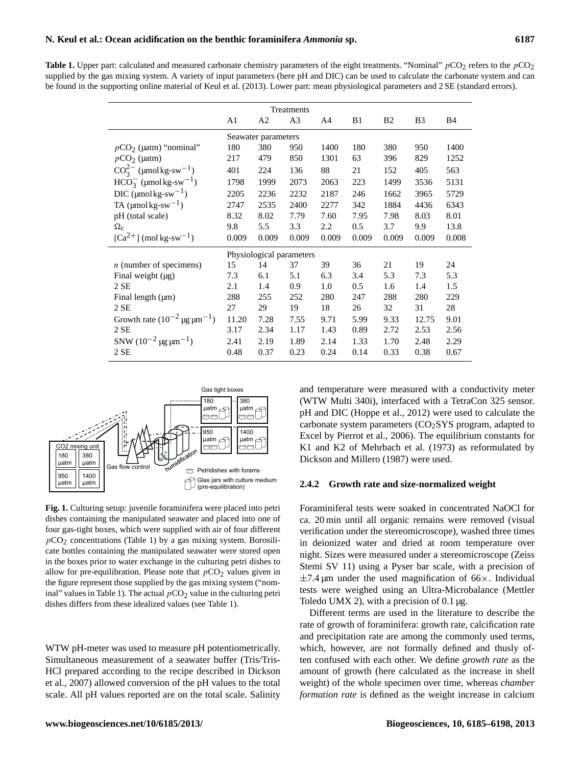**Table 1.** Upper part: calculated and measured carbonate chemistry parameters of the eight treatments. "Nominal" $pCO_2$ refers to the $pCO_2$ supplied by the gas mixing system. A variety of input parameters (here pH and DIC) can be used to calculate the carbonate system and can be found in the supporting online material of Keul et al. (2013). Lower part: mean physiological parameters and 2 SE (standard errors).

| | Treatments | | | | | | | |
|---|---|---|---|---|---|---|---|---|
| | A1 | A2 | A3 | A4 | B1 | B2 | B3 | B4 |
| **Seawater parameters** | | | | | | | | |
| $pCO_2$ (µatm) "nominal" | 180 | 380 | 950 | 1400 | 180 | 380 | 950 | 1400 |
| $pCO_2$ (µatm) | 217 | 479 | 850 | 1301 | 63 | 396 | 829 | 1252 |
| $CO_3^{2-}$ (µmol kg-sw$^{-1}$) | 401 | 224 | 136 | 88 | 21 | 152 | 405 | 563 |
| $HCO_3^-$ (µmol kg-sw$^{-1}$) | 1798 | 1999 | 2073 | 2063 | 223 | 1499 | 3536 | 5131 |
| DIC (µmol kg-sw$^{-1}$) | 2205 | 2236 | 2232 | 2187 | 246 | 1662 | 3965 | 5729 |
| TA (µmol kg-sw$^{-1}$) | 2747 | 2535 | 2400 | 2277 | 342 | 1884 | 4436 | 6343 |
| pH (total scale) | 8.32 | 8.02 | 7.79 | 7.60 | 7.95 | 7.98 | 8.03 | 8.01 |
| $\Omega_c$ | 9.8 | 5.5 | 3.3 | 2.2 | 0.5 | 3.7 | 9.9 | 13.8 |
| $[Ca^{2+}]$ (mol kg-sw$^{-1}$) | 0.009 | 0.009 | 0.009 | 0.009 | 0.009 | 0.009 | 0.009 | 0.008 |
| **Physiological parameters** | | | | | | | | |
| $n$ (number of specimens) | 15 | 14 | 37 | 39 | 36 | 21 | 19 | 24 |
| Final weight (µg) | 7.3 | 6.1 | 5.1 | 6.3 | 3.4 | 5.3 | 7.3 | 5.3 |
| 2 SE | 2.1 | 1.4 | 0.9 | 1.0 | 0.5 | 1.6 | 1.4 | 1.5 |
| Final length (µm) | 288 | 255 | 252 | 280 | 247 | 288 | 280 | 229 |
| 2 SE | 27 | 29 | 19 | 18 | 26 | 32 | 31 | 28 |
| Growth rate ($10^{-2}$ µg µm$^{-1}$) | 11.20 | 7.28 | 7.55 | 9.71 | 5.99 | 9.33 | 12.75 | 9.01 |
| 2 SE | 3.17 | 2.34 | 1.17 | 1.43 | 0.89 | 2.72 | 2.53 | 2.56 |
| SNW ($10^{-2}$ µg µm$^{-1}$) | 2.41 | 2.19 | 1.89 | 2.14 | 1.33 | 1.70 | 2.48 | 2.29 |
| 2 SE | 0.48 | 0.37 | 0.23 | 0.24 | 0.14 | 0.33 | 0.38 | 0.67 |

**Fig. 1.** Culturing setup: juvenile foraminifera were placed into petri dishes containing the manipulated seawater and placed into one of four gas-tight boxes, which were supplied with air of four different $pCO_2$ concentrations (Table 1) by a gas mixing system. Borosilicate bottles containing the manipulated seawater were stored open in the boxes prior to water exchange in the culturing petri dishes to allow for pre-equilibration. Please note that $pCO_2$ values given in the figure represent those supplied by the gas mixing system ("nominal" values in Table 1). The actual $pCO_2$ value in the culturing petri dishes differs from these idealized values (see Table 1).

WTW pH-meter was used to measure pH potentiometrically. Simultaneous measurement of a seawater buffer (Tris/Tris-HCl prepared according to the recipe described in Dickson et al., 2007) allowed conversion of the pH values to the total scale. All pH values reported are on the total scale. Salinity and temperature were measured with a conductivity meter (WTW Multi 340i), interfaced with a TetraCon 325 sensor. pH and DIC (Hoppe et al., 2012) were used to calculate the carbonate system parameters ($CO_2$SYS program, adapted to Excel by Pierrot et al., 2006). The equilibrium constants for K1 and K2 of Mehrbach et al. (1973) as reformulated by Dickson and Millero (1987) were used.

### 2.4.2 Growth rate and size-normalized weight

Foraminiferal tests were soaked in concentrated NaOCl for ca. 20 min until all organic remains were removed (visual verification under the stereomicroscope), washed three times in deionized water and dried at room temperature over night. Sizes were measured under a stereomicroscope (Zeiss Stemi SV 11) using a Pyser bar scale, with a precision of ±7.4 µm under the used magnification of 66×. Individual tests were weighed using an Ultra-Microbalance (Mettler Toledo UMX 2), with a precision of 0.1 µg.

Different terms are used in the literature to describe the rate of growth of foraminifera: growth rate, calcification rate and precipitation rate are among the commonly used terms, which, however, are not formally defined and thusly often confused with each other. We define *growth rate* as the amount of growth (here calculated as the increase in shell weight) of the whole specimen over time, whereas *chamber formation rate* is defined as the weight increase in calcium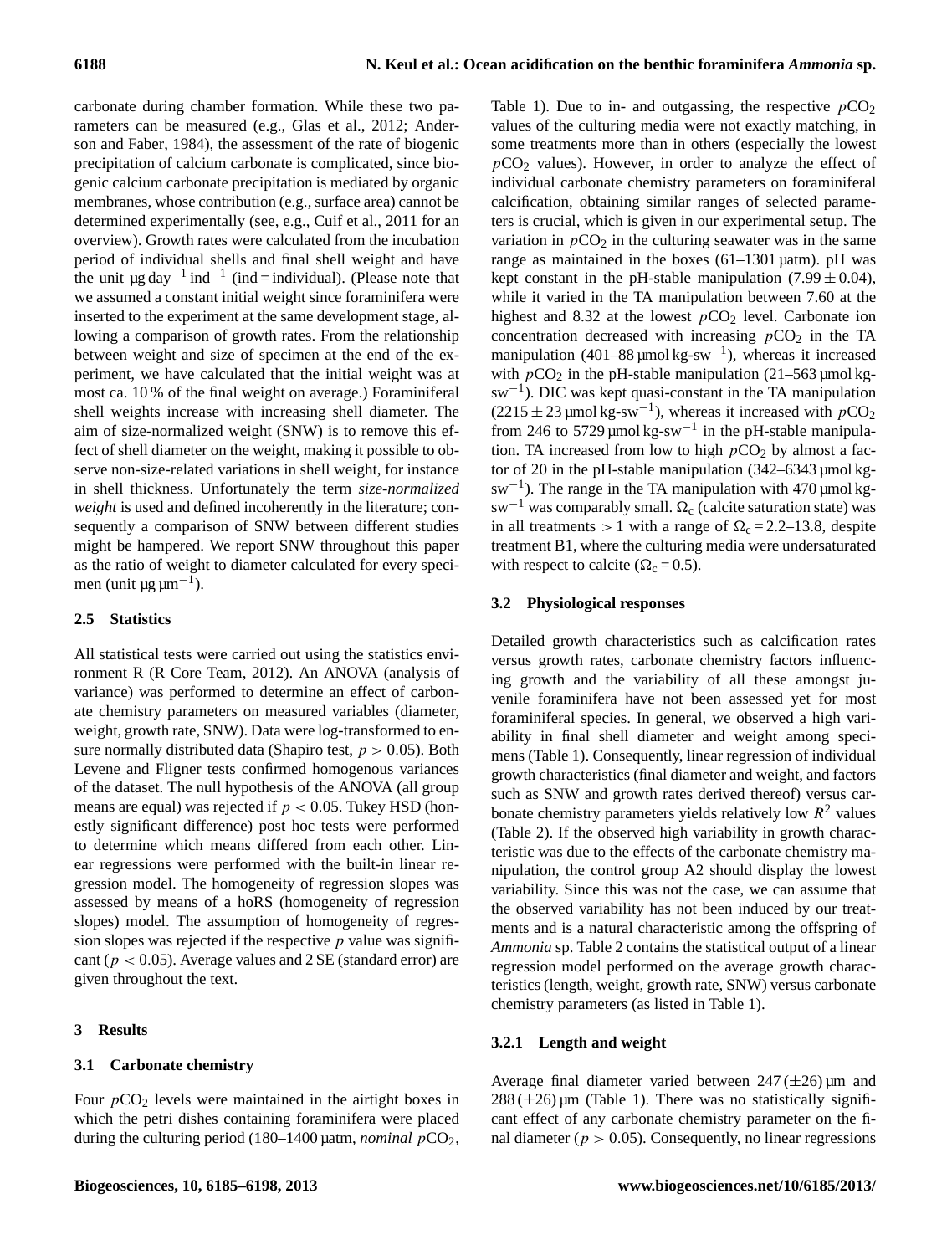carbonate during chamber formation. While these two parameters can be measured (e.g., Glas et al., 2012; Anderson and Faber, 1984), the assessment of the rate of biogenic precipitation of calcium carbonate is complicated, since biogenic calcium carbonate precipitation is mediated by organic membranes, whose contribution (e.g., surface area) cannot be determined experimentally (see, e.g., Cuif et al., 2011 for an overview). Growth rates were calculated from the incubation period of individual shells and final shell weight and have the unit $\mu g\,day^{-1}\,ind^{-1}$ (ind = individual). (Please note that we assumed a constant initial weight since foraminifera were inserted to the experiment at the same development stage, allowing a comparison of growth rates. From the relationship between weight and size of specimen at the end of the experiment, we have calculated that the initial weight was at most ca. 10 % of the final weight on average.) Foraminiferal shell weights increase with increasing shell diameter. The aim of size-normalized weight (SNW) is to remove this effect of shell diameter on the weight, making it possible to observe non-size-related variations in shell weight, for instance in shell thickness. Unfortunately the term *size-normalized weight* is used and defined incoherently in the literature; consequently a comparison of SNW between different studies might be hampered. We report SNW throughout this paper as the ratio of weight to diameter calculated for every specimen (unit $\mu g\,\mu m^{-1}$).

### 2.5 Statistics

All statistical tests were carried out using the statistics environment R (R Core Team, 2012). An ANOVA (analysis of variance) was performed to determine an effect of carbonate chemistry parameters on measured variables (diameter, weight, growth rate, SNW). Data were log-transformed to ensure normally distributed data (Shapiro test, $p > 0.05$). Both Levene and Fligner tests confirmed homogenous variances of the dataset. The null hypothesis of the ANOVA (all group means are equal) was rejected if $p < 0.05$. Tukey HSD (honestly significant difference) post hoc tests were performed to determine which means differed from each other. Linear regressions were performed with the built-in linear regression model. The homogeneity of regression slopes was assessed by means of a hoRS (homogeneity of regression slopes) model. The assumption of homogeneity of regression slopes was rejected if the respective $p$ value was significant ($p < 0.05$). Average values and 2 SE (standard error) are given throughout the text.

## 3 Results

### 3.1 Carbonate chemistry

Four $pCO_2$ levels were maintained in the airtight boxes in which the petri dishes containing foraminifera were placed during the culturing period (180–1400 µatm, *nominal* $pCO_2$, Table 1). Due to in- and outgassing, the respective $pCO_2$ values of the culturing media were not exactly matching, in some treatments more than in others (especially the lowest $pCO_2$ values). However, in order to analyze the effect of individual carbonate chemistry parameters on foraminiferal calcification, obtaining similar ranges of selected parameters is crucial, which is given in our experimental setup. The variation in $pCO_2$ in the culturing seawater was in the same range as maintained in the boxes (61–1301 µatm). pH was kept constant in the pH-stable manipulation ($7.99 \pm 0.04$), while it varied in the TA manipulation between 7.60 at the highest and 8.32 at the lowest $pCO_2$ level. Carbonate ion concentration decreased with increasing $pCO_2$ in the TA manipulation (401–88 $\mu mol\,kg\text{-}sw^{-1}$), whereas it increased with $pCO_2$ in the pH-stable manipulation (21–563 $\mu mol\,kg\text{-}sw^{-1}$). DIC was kept quasi-constant in the TA manipulation ($2215 \pm 23\,\mu mol\,kg\text{-}sw^{-1}$), whereas it increased with $pCO_2$ from 246 to 5729 $\mu mol\,kg\text{-}sw^{-1}$ in the pH-stable manipulation. TA increased from low to high $pCO_2$ by almost a factor of 20 in the pH-stable manipulation (342–6343 $\mu mol\,kg\text{-}sw^{-1}$). The range in the TA manipulation with 470 $\mu mol\,kg\text{-}sw^{-1}$ was comparably small. $\Omega_c$ (calcite saturation state) was in all treatments $> 1$ with a range of $\Omega_c = 2.2$–13.8, despite treatment B1, where the culturing media were undersaturated with respect to calcite ($\Omega_c = 0.5$).

### 3.2 Physiological responses

Detailed growth characteristics such as calcification rates versus growth rates, carbonate chemistry factors influencing growth and the variability of all these amongst juvenile foraminifera have not been assessed yet for most foraminiferal species. In general, we observed a high variability in final shell diameter and weight among specimens (Table 1). Consequently, linear regression of individual growth characteristics (final diameter and weight, and factors such as SNW and growth rates derived thereof) versus carbonate chemistry parameters yields relatively low $R^2$ values (Table 2). If the observed high variability in growth characteristic was due to the effects of the carbonate chemistry manipulation, the control group A2 should display the lowest variability. Since this was not the case, we can assume that the observed variability has not been induced by our treatments and is a natural characteristic among the offspring of *Ammonia* sp. Table 2 contains the statistical output of a linear regression model performed on the average growth characteristics (length, weight, growth rate, SNW) versus carbonate chemistry parameters (as listed in Table 1).

#### 3.2.1 Length and weight

Average final diameter varied between 247 ($\pm$26) µm and 288 ($\pm$26) µm (Table 1). There was no statistically significant effect of any carbonate chemistry parameter on the final diameter ($p > 0.05$). Consequently, no linear regressions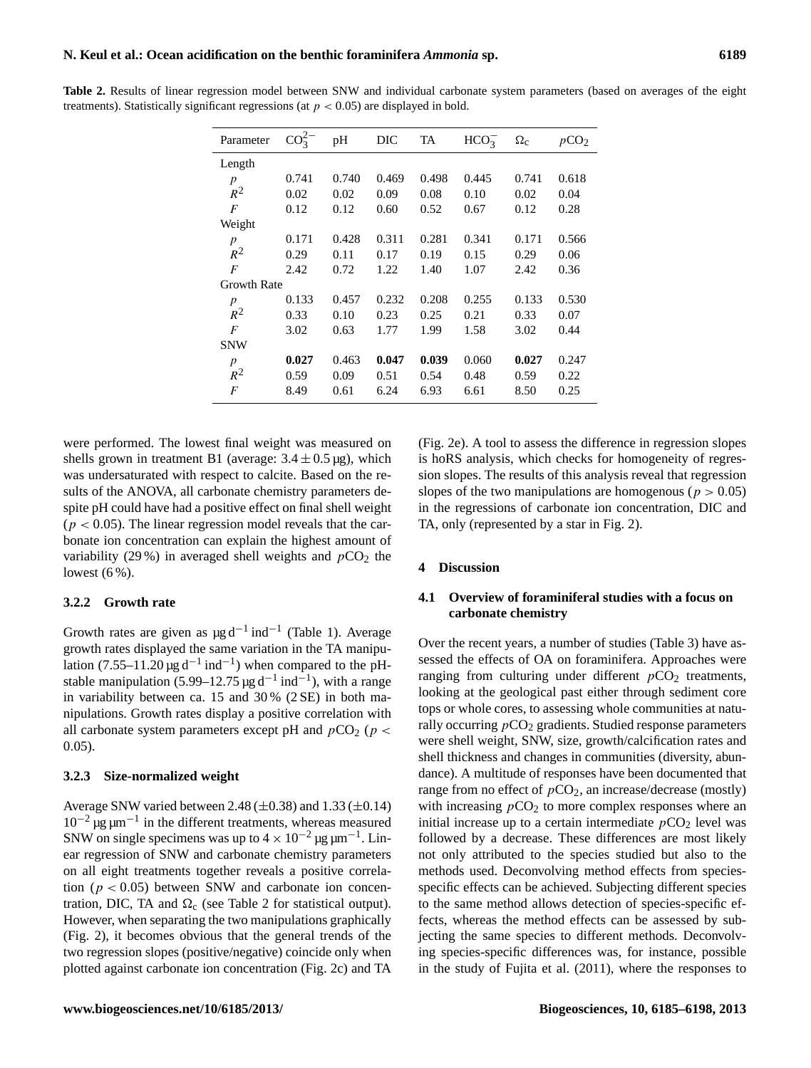**Table 2.** Results of linear regression model between SNW and individual carbonate system parameters (based on averages of the eight treatments). Statistically significant regressions (at $p < 0.05$) are displayed in bold.

| Parameter | $CO_3^{2-}$ | pH | DIC | TA | $HCO_3^-$ | $\Omega_c$ | $p$CO$_2$ |
|---|---|---|---|---|---|---|---|
| Length | | | | | | | |
| $p$ | 0.741 | 0.740 | 0.469 | 0.498 | 0.445 | 0.741 | 0.618 |
| $R^2$ | 0.02 | 0.02 | 0.09 | 0.08 | 0.10 | 0.02 | 0.04 |
| $F$ | 0.12 | 0.12 | 0.60 | 0.52 | 0.67 | 0.12 | 0.28 |
| Weight | | | | | | | |
| $p$ | 0.171 | 0.428 | 0.311 | 0.281 | 0.341 | 0.171 | 0.566 |
| $R^2$ | 0.29 | 0.11 | 0.17 | 0.19 | 0.15 | 0.29 | 0.06 |
| $F$ | 2.42 | 0.72 | 1.22 | 1.40 | 1.07 | 2.42 | 0.36 |
| Growth Rate | | | | | | | |
| $p$ | 0.133 | 0.457 | 0.232 | 0.208 | 0.255 | 0.133 | 0.530 |
| $R^2$ | 0.33 | 0.10 | 0.23 | 0.25 | 0.21 | 0.33 | 0.07 |
| $F$ | 3.02 | 0.63 | 1.77 | 1.99 | 1.58 | 3.02 | 0.44 |
| SNW | | | | | | | |
| $p$ | **0.027** | 0.463 | **0.047** | **0.039** | 0.060 | **0.027** | 0.247 |
| $R^2$ | 0.59 | 0.09 | 0.51 | 0.54 | 0.48 | 0.59 | 0.22 |
| $F$ | 8.49 | 0.61 | 6.24 | 6.93 | 6.61 | 8.50 | 0.25 |

were performed. The lowest final weight was measured on shells grown in treatment B1 (average: $3.4 \pm 0.5$ µg), which was undersaturated with respect to calcite. Based on the results of the ANOVA, all carbonate chemistry parameters despite pH could have had a positive effect on final shell weight ($p < 0.05$). The linear regression model reveals that the carbonate ion concentration can explain the highest amount of variability (29 %) in averaged shell weights and $p$CO$_2$ the lowest (6 %).

### 3.2.2 Growth rate

Growth rates are given as µg d$^{-1}$ ind$^{-1}$ (Table 1). Average growth rates displayed the same variation in the TA manipulation (7.55–11.20 µg d$^{-1}$ ind$^{-1}$) when compared to the pH-stable manipulation (5.99–12.75 µg d$^{-1}$ ind$^{-1}$), with a range in variability between ca. 15 and 30 % (2 SE) in both manipulations. Growth rates display a positive correlation with all carbonate system parameters except pH and $p$CO$_2$ ($p < 0.05$).

### 3.2.3 Size-normalized weight

Average SNW varied between 2.48 ($\pm$0.38) and 1.33 ($\pm$0.14) $10^{-2}$ µg µm$^{-1}$ in the different treatments, whereas measured SNW on single specimens was up to $4 \times 10^{-2}$ µg µm$^{-1}$. Linear regression of SNW and carbonate chemistry parameters on all eight treatments together reveals a positive correlation ($p < 0.05$) between SNW and carbonate ion concentration, DIC, TA and $\Omega_c$ (see Table 2 for statistical output). However, when separating the two manipulations graphically (Fig. 2), it becomes obvious that the general trends of the two regression slopes (positive/negative) coincide only when plotted against carbonate ion concentration (Fig. 2c) and TA (Fig. 2e). A tool to assess the difference in regression slopes is hoRS analysis, which checks for homogeneity of regression slopes. The results of this analysis reveal that regression slopes of the two manipulations are homogenous ($p > 0.05$) in the regressions of carbonate ion concentration, DIC and TA, only (represented by a star in Fig. 2).

## 4 Discussion

### 4.1 Overview of foraminiferal studies with a focus on carbonate chemistry

Over the recent years, a number of studies (Table 3) have assessed the effects of OA on foraminifera. Approaches were ranging from culturing under different $p$CO$_2$ treatments, looking at the geological past either through sediment core tops or whole cores, to assessing whole communities at naturally occurring $p$CO$_2$ gradients. Studied response parameters were shell weight, SNW, size, growth/calcification rates and shell thickness and changes in communities (diversity, abundance). A multitude of responses have been documented that range from no effect of $p$CO$_2$, an increase/decrease (mostly) with increasing $p$CO$_2$ to more complex responses where an initial increase up to a certain intermediate $p$CO$_2$ level was followed by a decrease. These differences are most likely not only attributed to the species studied but also to the methods used. Deconvolving method effects from species-specific effects can be achieved. Subjecting different species to the same method allows detection of species-specific effects, whereas the method effects can be assessed by subjecting the same species to different methods. Deconvolving species-specific differences was, for instance, possible in the study of Fujita et al. (2011), where the responses to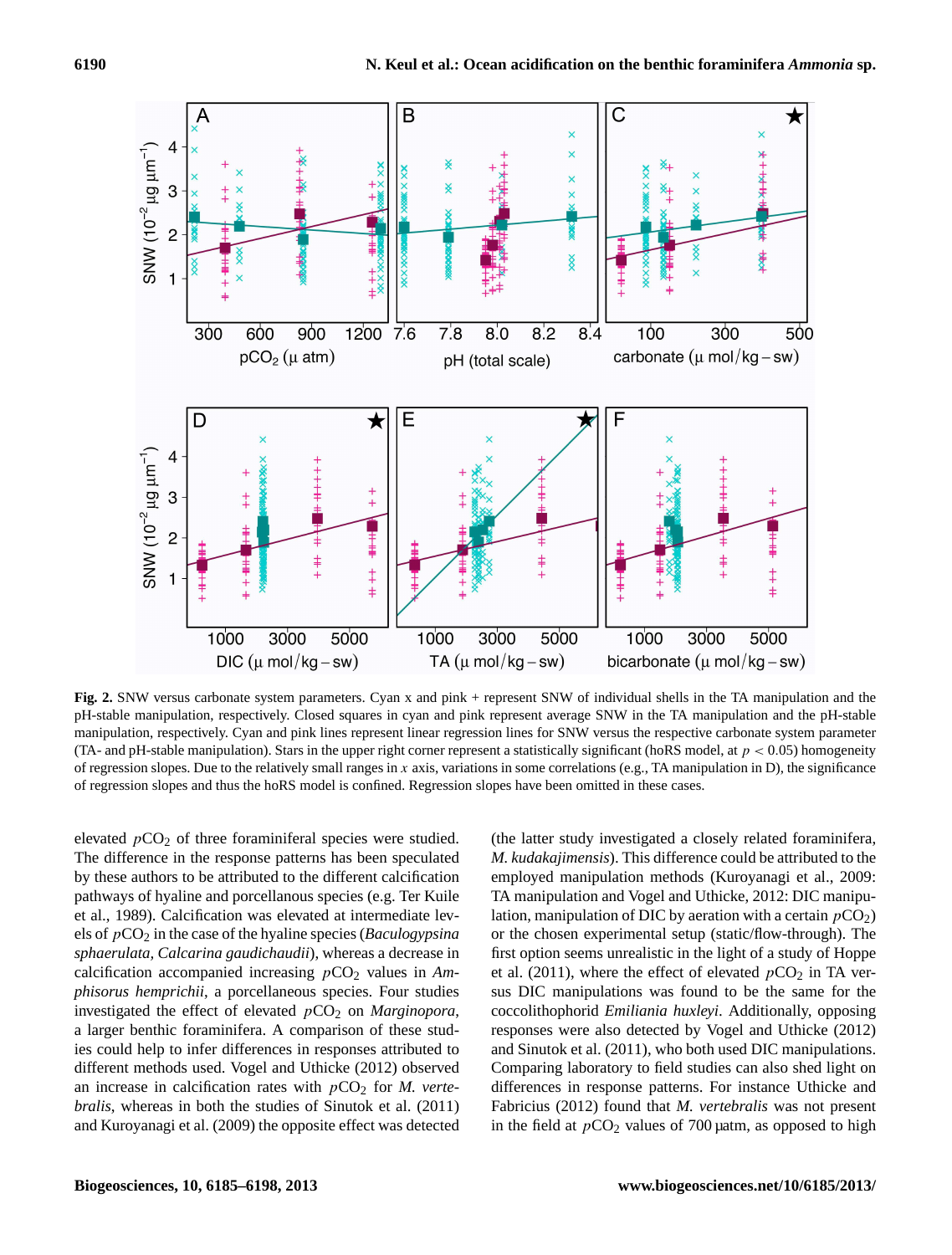**Fig. 2.** SNW versus carbonate system parameters. Cyan x and pink + represent SNW of individual shells in the TA manipulation and the pH-stable manipulation, respectively. Closed squares in cyan and pink represent average SNW in the TA manipulation and the pH-stable manipulation, respectively. Cyan and pink lines represent linear regression lines for SNW versus the respective carbonate system parameter (TA- and pH-stable manipulation). Stars in the upper right corner represent a statistically significant (hoRS model, at $p < 0.05$) homogeneity of regression slopes. Due to the relatively small ranges in $x$ axis, variations in some correlations (e.g., TA manipulation in D), the significance of regression slopes and thus the hoRS model is confined. Regression slopes have been omitted in these cases.

elevated $pCO_2$ of three foraminiferal species were studied. The difference in the response patterns has been speculated by these authors to be attributed to the different calcification pathways of hyaline and porcellanous species (e.g. Ter Kuile et al., 1989). Calcification was elevated at intermediate levels of $pCO_2$ in the case of the hyaline species (*Baculogypsina sphaerulata*, *Calcarina gaudichaudii*), whereas a decrease in calcification accompanied increasing $pCO_2$ values in *Amphisorus hemprichii*, a porcellaneous species. Four studies investigated the effect of elevated $pCO_2$ on *Marginopora*, a larger benthic foraminifera. A comparison of these studies could help to infer differences in responses attributed to different methods used. Vogel and Uthicke (2012) observed an increase in calcification rates with $pCO_2$ for *M. vertebralis*, whereas in both the studies of Sinutok et al. (2011) and Kuroyanagi et al. (2009) the opposite effect was detected (the latter study investigated a closely related foraminifera, *M. kudakajimensis*). This difference could be attributed to the employed manipulation methods (Kuroyanagi et al., 2009: TA manipulation and Vogel and Uthicke, 2012: DIC manipulation, manipulation of DIC by aeration with a certain $pCO_2$) or the chosen experimental setup (static/flow-through). The first option seems unrealistic in the light of a study of Hoppe et al. (2011), where the effect of elevated $pCO_2$ in TA versus DIC manipulations was found to be the same for the coccolithophorid *Emiliania huxleyi*. Additionally, opposing responses were also detected by Vogel and Uthicke (2012) and Sinutok et al. (2011), who both used DIC manipulations. Comparing laboratory to field studies can also shed light on differences in response patterns. For instance Uthicke and Fabricius (2012) found that *M. vertebralis* was not present in the field at $pCO_2$ values of 700 µatm, as opposed to high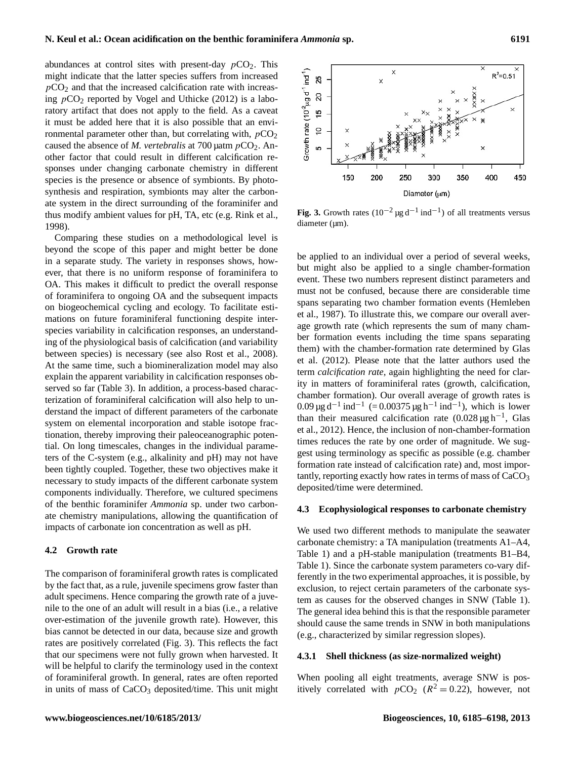abundances at control sites with present-day $pCO_2$. This might indicate that the latter species suffers from increased $pCO_2$ and that the increased calcification rate with increasing $pCO_2$ reported by Vogel and Uthicke (2012) is a laboratory artifact that does not apply to the field. As a caveat it must be added here that it is also possible that an environmental parameter other than, but correlating with, $pCO_2$ caused the absence of *M. vertebralis* at 700 µatm $pCO_2$. Another factor that could result in different calcification responses under changing carbonate chemistry in different species is the presence or absence of symbionts. By photosynthesis and respiration, symbionts may alter the carbonate system in the direct surrounding of the foraminifer and thus modify ambient values for pH, TA, etc (e.g. Rink et al., 1998).

Comparing these studies on a methodological level is beyond the scope of this paper and might better be done in a separate study. The variety in responses shows, however, that there is no uniform response of foraminifera to OA. This makes it difficult to predict the overall response of foraminifera to ongoing OA and the subsequent impacts on biogeochemical cycling and ecology. To facilitate estimations on future foraminiferal functioning despite interspecies variability in calcification responses, an understanding of the physiological basis of calcification (and variability between species) is necessary (see also Rost et al., 2008). At the same time, such a biomineralization model may also explain the apparent variability in calcification responses observed so far (Table 3). In addition, a process-based characterization of foraminiferal calcification will also help to understand the impact of different parameters of the carbonate system on elemental incorporation and stable isotope fractionation, thereby improving their paleoceanographic potential. On long timescales, changes in the individual parameters of the C-system (e.g., alkalinity and pH) may not have been tightly coupled. Together, these two objectives make it necessary to study impacts of the different carbonate system components individually. Therefore, we cultured specimens of the benthic foraminifer *Ammonia* sp. under two carbonate chemistry manipulations, allowing the quantification of impacts of carbonate ion concentration as well as pH.

### 4.2 Growth rate

The comparison of foraminiferal growth rates is complicated by the fact that, as a rule, juvenile specimens grow faster than adult specimens. Hence comparing the growth rate of a juvenile to the one of an adult will result in a bias (i.e., a relative over-estimation of the juvenile growth rate). However, this bias cannot be detected in our data, because size and growth rates are positively correlated (Fig. 3). This reflects the fact that our specimens were not fully grown when harvested. It will be helpful to clarify the terminology used in the context of foraminiferal growth. In general, rates are often reported in units of mass of $CaCO_3$ deposited/time. This unit might be applied to an individual over a period of several weeks, but might also be applied to a single chamber-formation event. These two numbers represent distinct parameters and must not be confused, because there are considerable time spans separating two chamber formation events (Hemleben et al., 1987). To illustrate this, we compare our overall average growth rate (which represents the sum of many chamber formation events including the time spans separating them) with the chamber-formation rate determined by Glas et al. (2012). Please note that the latter authors used the term *calcification rate*, again highlighting the need for clarity in matters of foraminiferal rates (growth, calcification, chamber formation). Our overall average of growth rates is $0.09\,\mu g\,d^{-1}\,ind^{-1}$ ($= 0.00375\,\mu g\,h^{-1}\,ind^{-1}$), which is lower than their measured calcification rate ($0.028\,\mu g\,h^{-1}$, Glas et al., 2012). Hence, the inclusion of non-chamber-formation times reduces the rate by one order of magnitude. We suggest using terminology as specific as possible (e.g. chamber formation rate instead of calcification rate) and, most importantly, reporting exactly how rates in terms of mass of $CaCO_3$ deposited/time were determined.

**Fig. 3.** Growth rates ($10^{-2}\,\mu g\,d^{-1}\,ind^{-1}$) of all treatments versus diameter (µm).

### 4.3 Ecophysiological responses to carbonate chemistry

We used two different methods to manipulate the seawater carbonate chemistry: a TA manipulation (treatments A1–A4, Table 1) and a pH-stable manipulation (treatments B1–B4, Table 1). Since the carbonate system parameters co-vary differently in the two experimental approaches, it is possible, by exclusion, to reject certain parameters of the carbonate system as causes for the observed changes in SNW (Table 1). The general idea behind this is that the responsible parameter should cause the same trends in SNW in both manipulations (e.g., characterized by similar regression slopes).

#### 4.3.1 Shell thickness (as size-normalized weight)

When pooling all eight treatments, average SNW is positively correlated with $pCO_2$ ($R^2 = 0.22$), however, not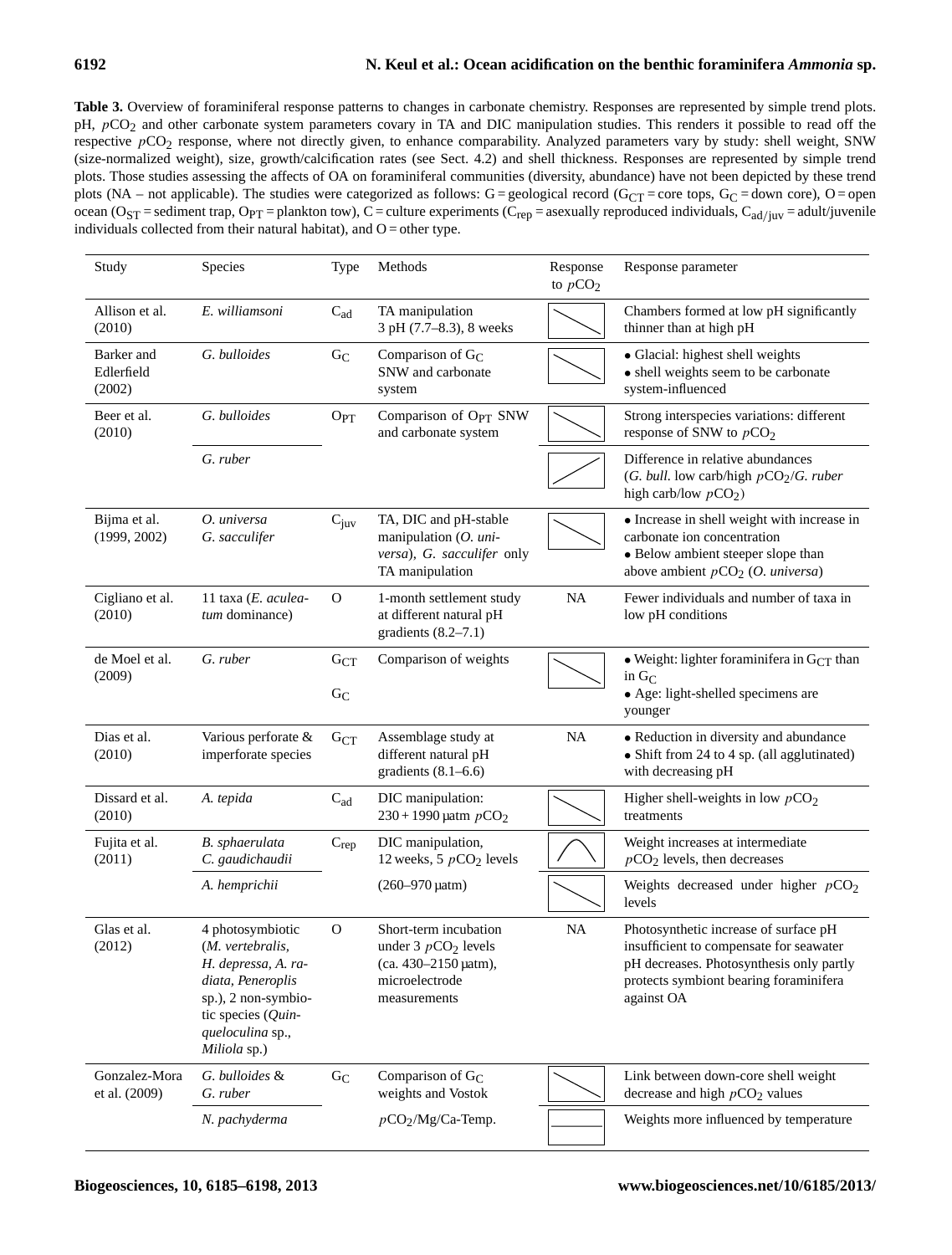**Table 3.** Overview of foraminiferal response patterns to changes in carbonate chemistry. Responses are represented by simple trend plots. pH, $pCO_2$ and other carbonate system parameters covary in TA and DIC manipulation studies. This renders it possible to read off the respective $pCO_2$ response, where not directly given, to enhance comparability. Analyzed parameters vary by study: shell weight, SNW (size-normalized weight), size, growth/calcification rates (see Sect. 4.2) and shell thickness. Responses are represented by simple trend plots. Those studies assessing the affects of OA on foraminiferal communities (diversity, abundance) have not been depicted by these trend plots (NA – not applicable). The studies were categorized as follows: G = geological record ($G_{CT}$ = core tops, $G_C$ = down core), O = open ocean ($O_{ST}$ = sediment trap, $O_{PT}$ = plankton tow), C = culture experiments ($C_{rep}$ = asexually reproduced individuals, $C_{ad/juv}$ = adult/juvenile individuals collected from their natural habitat), and O = other type.

| Study | Species | Type | Methods | Response to $pCO_2$ | Response parameter |
|---|---|---|---|---|---|
| Allison et al. (2010) | *E. williamsoni* | $C_{ad}$ | TA manipulation 3 pH (7.7–8.3), 8 weeks | decrease | Chambers formed at low pH significantly thinner than at high pH |
| Barker and Edlerfield (2002) | *G. bulloides* | $G_C$ | Comparison of $G_C$ SNW and carbonate system | decrease | • Glacial: highest shell weights • shell weights seem to be carbonate system-influenced |
| Beer et al. (2010) | *G. bulloides* | $O_{PT}$ | Comparison of $O_{PT}$ SNW and carbonate system | decrease | Strong interspecies variations: different response of SNW to $pCO_2$ |
| | *G. ruber* | | | increase | Difference in relative abundances (*G. bull.* low carb/high $pCO_2$/*G. ruber* high carb/low $pCO_2$) |
| Bijma et al. (1999, 2002) | *O. universa* *G. sacculifer* | $C_{juv}$ | TA, DIC and pH-stable manipulation (*O. universa*), *G. sacculifer* only TA manipulation | decrease | • Increase in shell weight with increase in carbonate ion concentration • Below ambient steeper slope than above ambient $pCO_2$ (*O. universa*) |
| Cigliano et al. (2010) | 11 taxa (*E. aculeatum* dominance) | O | 1-month settlement study at different natural pH gradients (8.2–7.1) | NA | Fewer individuals and number of taxa in low pH conditions |
| de Moel et al. (2009) | *G. ruber* | $G_{CT}$ $G_C$ | Comparison of weights | decrease | • Weight: lighter foraminifera in $G_{CT}$ than in $G_C$ • Age: light-shelled specimens are younger |
| Dias et al. (2010) | Various perforate & imperforate species | $G_{CT}$ | Assemblage study at different natural pH gradients (8.1–6.6) | NA | • Reduction in diversity and abundance • Shift from 24 to 4 sp. (all agglutinated) with decreasing pH |
| Dissard et al. (2010) | *A. tepida* | $C_{ad}$ | DIC manipulation: 230 + 1990 µatm $pCO_2$ | decrease | Higher shell-weights in low $pCO_2$ treatments |
| Fujita et al. (2011) | *B. sphaerulata* *C. gaudichaudii* | $C_{rep}$ | DIC manipulation, 12 weeks, 5 $pCO_2$ levels | optimum curve | Weight increases at intermediate $pCO_2$ levels, then decreases |
| | *A. hemprichii* | | (260–970 µatm) | decrease | Weights decreased under higher $pCO_2$ levels |
| Glas et al. (2012) | 4 photosymbiotic (*M. vertebralis, H. depressa, A. radiata, Peneroplis* sp.), 2 non-symbiotic species (*Quinqueloculina* sp., *Miliola* sp.) | O | Short-term incubation under 3 $pCO_2$ levels (ca. 430–2150 µatm), microelectrode measurements | NA | Photosynthetic increase of surface pH insufficient to compensate for seawater pH decreases. Photosynthesis only partly protects symbiont bearing foraminifera against OA |
| Gonzalez-Mora et al. (2009) | *G. bulloides* & *G. ruber* | $G_C$ | Comparison of $G_C$ weights and Vostok | decrease | Link between down-core shell weight decrease and high $pCO_2$ values |
| | *N. pachyderma* | | $pCO_2$/Mg/Ca-Temp. | no change | Weights more influenced by temperature |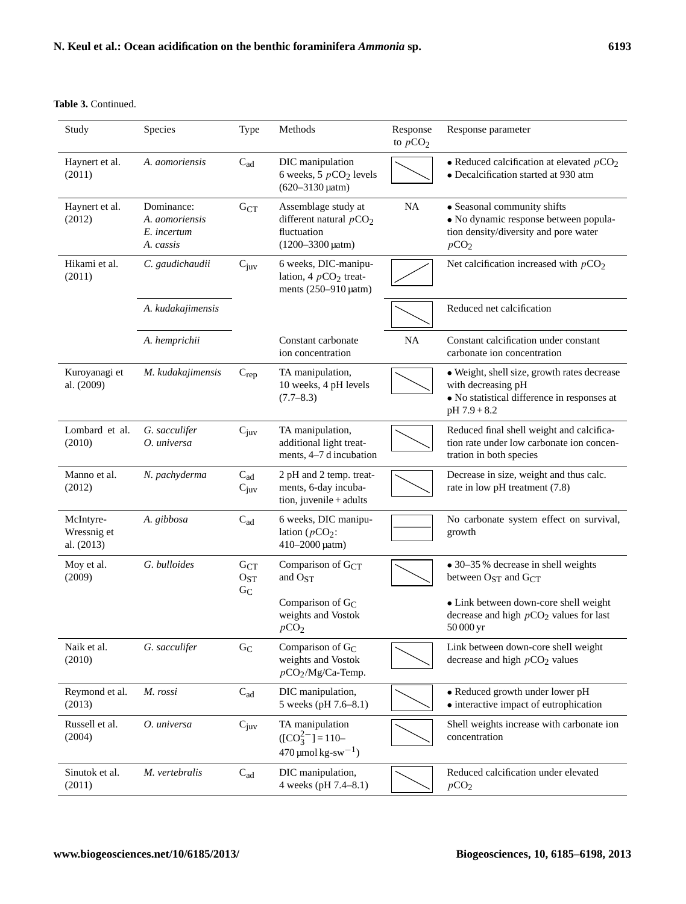**Table 3.** Continued.

| Study | Species | Type | Methods | Response to $pCO_2$ | Response parameter |
|---|---|---|---|---|---|
| Haynert et al. (2011) | *A. aomoriensis* | $C_{ad}$ | DIC manipulation 6 weeks, 5 $pCO_2$ levels (620–3130 µatm) | ↘ | • Reduced calcification at elevated $pCO_2$ • Decalcification started at 930 atm |
| Haynert et al. (2012) | Dominance: *A. aomoriensis* *E. incertum* *A. cassis* | $G_{CT}$ | Assemblage study at different natural $pCO_2$ fluctuation (1200–3300 µatm) | NA | • Seasonal community shifts • No dynamic response between population density/diversity and pore water $pCO_2$ |
| Hikami et al. (2011) | *C. gaudichaudii* | $C_{juv}$ | 6 weeks, DIC-manipulation, 4 $pCO_2$ treatments (250–910 µatm) | ↗ | Net calcification increased with $pCO_2$ |
| | *A. kudakajimensis* | | | ↘ | Reduced net calcification |
| | *A. hemprichii* | | Constant carbonate ion concentration | NA | Constant calcification under constant carbonate ion concentration |
| Kuroyanagi et al. (2009) | *M. kudakajimensis* | $C_{rep}$ | TA manipulation, 10 weeks, 4 pH levels (7.7–8.3) | ↘ | • Weight, shell size, growth rates decrease with decreasing pH • No statistical difference in responses at pH 7.9 + 8.2 |
| Lombard et al. (2010) | *G. sacculifer* *O. universa* | $C_{juv}$ | TA manipulation, additional light treatments, 4–7 d incubation | ↘ | Reduced final shell weight and calcification rate under low carbonate ion concentration in both species |
| Manno et al. (2012) | *N. pachyderma* | $C_{ad}$ $C_{juv}$ | 2 pH and 2 temp. treatments, 6-day incubation, juvenile + adults | ↘ | Decrease in size, weight and thus calc. rate in low pH treatment (7.8) |
| McIntyre-Wressnig et al. (2013) | *A. gibbosa* | $C_{ad}$ | 6 weeks, DIC manipulation ($pCO_2$: 410–2000 µatm) | — | No carbonate system effect on survival, growth |
| Moy et al. (2009) | *G. bulloides* | $G_{CT}$ $O_{ST}$ $G_C$ | Comparison of $G_{CT}$ and $O_{ST}$ Comparison of $G_C$ weights and Vostok $pCO_2$ | ↘ | • 30–35 % decrease in shell weights between $O_{ST}$ and $G_{CT}$ • Link between down-core shell weight decrease and high $pCO_2$ values for last 50 000 yr |
| Naik et al. (2010) | *G. sacculifer* | $G_C$ | Comparison of $G_C$ weights and Vostok $pCO_2$/Mg/Ca-Temp. | ↘ | Link between down-core shell weight decrease and high $pCO_2$ values |
| Reymond et al. (2013) | *M. rossi* | $C_{ad}$ | DIC manipulation, 5 weeks (pH 7.6–8.1) | ↘ | • Reduced growth under lower pH • interactive impact of eutrophication |
| Russell et al. (2004) | *O. universa* | $C_{juv}$ | TA manipulation ($[CO_3^{2-}]$ = 110–470 µmol kg-sw$^{-1}$) | ↘ | Shell weights increase with carbonate ion concentration |
| Sinutok et al. (2011) | *M. vertebralis* | $C_{ad}$ | DIC manipulation, 4 weeks (pH 7.4–8.1) | ↘ | Reduced calcification under elevated $pCO_2$ |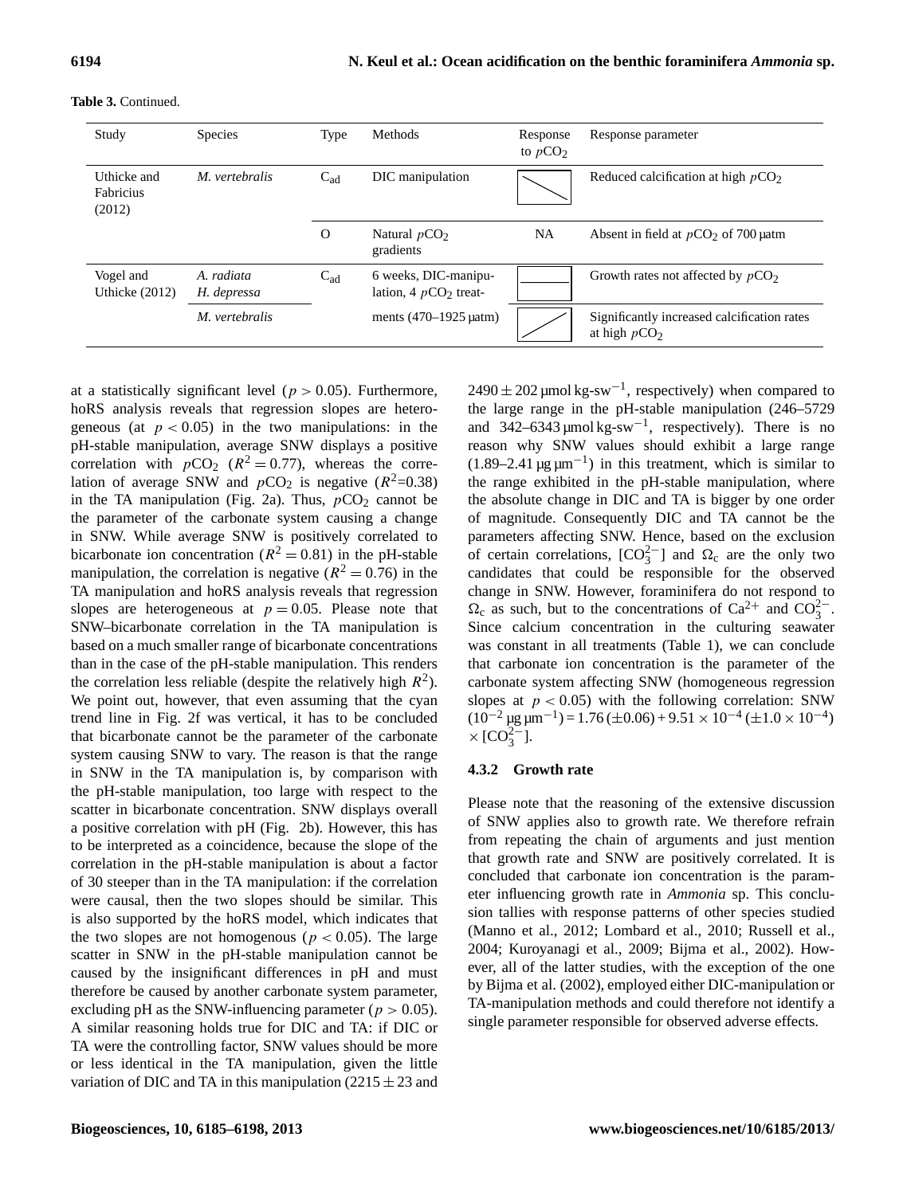**Table 3.** Continued.

| Study | Species | Type | Methods | Response to $pCO_2$ | Response parameter |
|---|---|---|---|---|---|
| Uthicke and Fabricius (2012) | *M. vertebralis* | $C_{ad}$ | DIC manipulation | ↘ | Reduced calcification at high $pCO_2$ |
| | | O | Natural $pCO_2$ gradients | NA | Absent in field at $pCO_2$ of 700 µatm |
| Vogel and Uthicke (2012) | *A. radiata* *H. depressa* | $C_{ad}$ | 6 weeks, DIC-manipulation, 4 $pCO_2$ treatments (470–1925 µatm) | — | Growth rates not affected by $pCO_2$ |
| | *M. vertebralis* | | | ↗ | Significantly increased calcification rates at high $pCO_2$ |

at a statistically significant level ($p > 0.05$). Furthermore, hoRS analysis reveals that regression slopes are heterogeneous (at $p < 0.05$) in the two manipulations: in the pH-stable manipulation, average SNW displays a positive correlation with $pCO_2$ ($R^2 = 0.77$), whereas the correlation of average SNW and $pCO_2$ is negative ($R^2$=0.38) in the TA manipulation (Fig. 2a). Thus, $pCO_2$ cannot be the parameter of the carbonate system causing a change in SNW. While average SNW is positively correlated to bicarbonate ion concentration ($R^2 = 0.81$) in the pH-stable manipulation, the correlation is negative ($R^2 = 0.76$) in the TA manipulation and hoRS analysis reveals that regression slopes are heterogeneous at $p = 0.05$. Please note that SNW–bicarbonate correlation in the TA manipulation is based on a much smaller range of bicarbonate concentrations than in the case of the pH-stable manipulation. This renders the correlation less reliable (despite the relatively high $R^2$). We point out, however, that even assuming that the cyan trend line in Fig. 2f was vertical, it has to be concluded that bicarbonate cannot be the parameter of the carbonate system causing SNW to vary. The reason is that the range in SNW in the TA manipulation is, by comparison with the pH-stable manipulation, too large with respect to the scatter in bicarbonate concentration. SNW displays overall a positive correlation with pH (Fig. 2b). However, this has to be interpreted as a coincidence, because the slope of the correlation in the pH-stable manipulation is about a factor of 30 steeper than in the TA manipulation: if the correlation were causal, then the two slopes should be similar. This is also supported by the hoRS model, which indicates that the two slopes are not homogenous ($p < 0.05$). The large scatter in SNW in the pH-stable manipulation cannot be caused by the insignificant differences in pH and must therefore be caused by another carbonate system parameter, excluding pH as the SNW-influencing parameter ($p > 0.05$). A similar reasoning holds true for DIC and TA: if DIC or TA were the controlling factor, SNW values should be more or less identical in the TA manipulation, given the little variation of DIC and TA in this manipulation ($2215 \pm 23$ and $2490 \pm 202$ µmol kg-sw$^{-1}$, respectively) when compared to the large range in the pH-stable manipulation (246–5729 and 342–6343 µmol kg-sw$^{-1}$, respectively). There is no reason why SNW values should exhibit a large range (1.89–2.41 µg µm$^{-1}$) in this treatment, which is similar to the range exhibited in the pH-stable manipulation, where the absolute change in DIC and TA is bigger by one order of magnitude. Consequently DIC and TA cannot be the parameters affecting SNW. Hence, based on the exclusion of certain correlations, $[CO_3^{2-}]$ and $\Omega_c$ are the only two candidates that could be responsible for the observed change in SNW. However, foraminifera do not respond to $\Omega_c$ as such, but to the concentrations of $Ca^{2+}$ and $CO_3^{2-}$. Since calcium concentration in the culturing seawater was constant in all treatments (Table 1), we can conclude that carbonate ion concentration is the parameter of the carbonate system affecting SNW (homogeneous regression slopes at $p < 0.05$) with the following correlation: SNW ($10^{-2}$ µg µm$^{-1}$) = 1.76 (±0.06) + $9.51 \times 10^{-4}$ (±$1.0 \times 10^{-4}$) × $[CO_3^{2-}]$.

### 4.3.2 Growth rate

Please note that the reasoning of the extensive discussion of SNW applies also to growth rate. We therefore refrain from repeating the chain of arguments and just mention that growth rate and SNW are positively correlated. It is concluded that carbonate ion concentration is the parameter influencing growth rate in *Ammonia* sp. This conclusion tallies with response patterns of other species studied (Manno et al., 2012; Lombard et al., 2010; Russell et al., 2004; Kuroyanagi et al., 2009; Bijma et al., 2002). However, all of the latter studies, with the exception of the one by Bijma et al. (2002), employed either DIC-manipulation or TA-manipulation methods and could therefore not identify a single parameter responsible for observed adverse effects.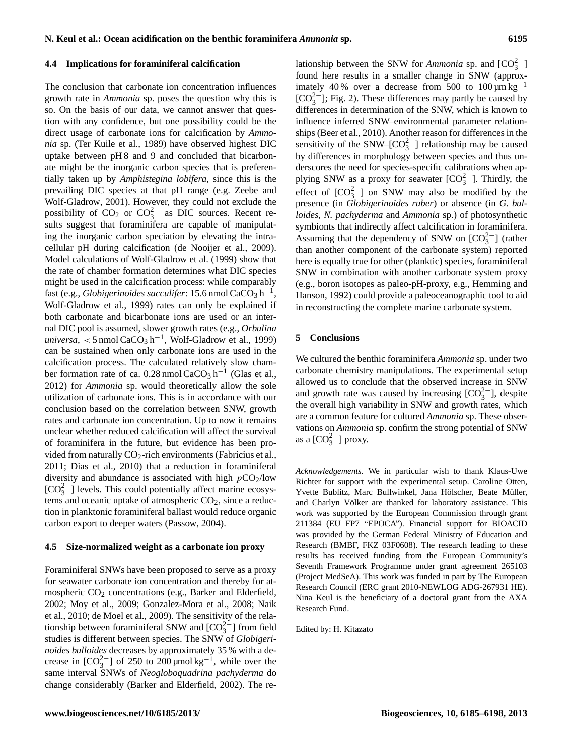### 4.4 Implications for foraminiferal calcification

The conclusion that carbonate ion concentration influences growth rate in *Ammonia* sp. poses the question why this is so. On the basis of our data, we cannot answer that question with any confidence, but one possibility could be the direct usage of carbonate ions for calcification by *Ammonia* sp. (Ter Kuile et al., 1989) have observed highest DIC uptake between pH 8 and 9 and concluded that bicarbonate might be the inorganic carbon species that is preferentially taken up by *Amphistegina lobifera*, since this is the prevailing DIC species at that pH range (e.g. Zeebe and Wolf-Gladrow, 2001). However, they could not exclude the possibility of $CO_2$ or $CO_3^{2-}$ as DIC sources. Recent results suggest that foraminifera are capable of manipulating the inorganic carbon speciation by elevating the intracellular pH during calcification (de Nooijer et al., 2009). Model calculations of Wolf-Gladrow et al. (1999) show that the rate of chamber formation determines what DIC species might be used in the calcification process: while comparably fast (e.g., *Globigerinoides sacculifer*: 15.6 nmol $CaCO_3$ $h^{-1}$, Wolf-Gladrow et al., 1999) rates can only be explained if both carbonate and bicarbonate ions are used or an internal DIC pool is assumed, slower growth rates (e.g., *Orbulina universa*, < 5 nmol $CaCO_3$ $h^{-1}$, Wolf-Gladrow et al., 1999) can be sustained when only carbonate ions are used in the calcification process. The calculated relatively slow chamber formation rate of ca. 0.28 nmol $CaCO_3$ $h^{-1}$ (Glas et al., 2012) for *Ammonia* sp. would theoretically allow the sole utilization of carbonate ions. This is in accordance with our conclusion based on the correlation between SNW, growth rates and carbonate ion concentration. Up to now it remains unclear whether reduced calcification will affect the survival of foraminifera in the future, but evidence has been provided from naturally $CO_2$-rich environments (Fabricius et al., 2011; Dias et al., 2010) that a reduction in foraminiferal diversity and abundance is associated with high $pCO_2$/low $[CO_3^{2-}]$ levels. This could potentially affect marine ecosystems and oceanic uptake of atmospheric $CO_2$, since a reduction in planktonic foraminiferal ballast would reduce organic carbon export to deeper waters (Passow, 2004).

### 4.5 Size-normalized weight as a carbonate ion proxy

Foraminiferal SNWs have been proposed to serve as a proxy for seawater carbonate ion concentration and thereby for atmospheric $CO_2$ concentrations (e.g., Barker and Elderfield, 2002; Moy et al., 2009; Gonzalez-Mora et al., 2008; Naik et al., 2010; de Moel et al., 2009). The sensitivity of the relationship between foraminiferal SNW and $[CO_3^{2-}]$ from field studies is different between species. The SNW of *Globigerinoides bulloides* decreases by approximately 35 % with a decrease in $[CO_3^{2-}]$ of 250 to 200 µmol $kg^{-1}$, while over the same interval SNWs of *Neogloboquadrina pachyderma* do change considerably (Barker and Elderfield, 2002). The relationship between the SNW for *Ammonia* sp. and $[CO_3^{2-}]$ found here results in a smaller change in SNW (approximately 40 % over a decrease from 500 to 100 µm $kg^{-1}$ $[CO_3^{2-}]$; Fig. 2). These differences may partly be caused by differences in determination of the SNW, which is known to influence inferred SNW–environmental parameter relationships (Beer et al., 2010). Another reason for differences in the sensitivity of the SNW–$[CO_3^{2-}]$ relationship may be caused by differences in morphology between species and thus underscores the need for species-specific calibrations when applying SNW as a proxy for seawater $[CO_3^{2-}]$. Thirdly, the effect of $[CO_3^{2-}]$ on SNW may also be modified by the presence (in *Globigerinoides ruber*) or absence (in *G. bulloides*, *N. pachyderma* and *Ammonia* sp.) of photosynthetic symbionts that indirectly affect calcification in foraminifera. Assuming that the dependency of SNW on $[CO_3^{2-}]$ (rather than another component of the carbonate system) reported here is equally true for other (planktic) species, foraminiferal SNW in combination with another carbonate system proxy (e.g., boron isotopes as paleo-pH-proxy, e.g., Hemming and Hanson, 1992) could provide a paleoceanographic tool to aid in reconstructing the complete marine carbonate system.

## 5 Conclusions

We cultured the benthic foraminifera *Ammonia* sp. under two carbonate chemistry manipulations. The experimental setup allowed us to conclude that the observed increase in SNW and growth rate was caused by increasing $[CO_3^{2-}]$, despite the overall high variability in SNW and growth rates, which are a common feature for cultured *Ammonia* sp. These observations on *Ammonia* sp. confirm the strong potential of SNW as a $[CO_3^{2-}]$ proxy.

*Acknowledgements.* We in particular wish to thank Klaus-Uwe Richter for support with the experimental setup. Caroline Otten, Yvette Bublitz, Marc Bullwinkel, Jana Hölscher, Beate Müller, and Charlyn Völker are thanked for laboratory assistance. This work was supported by the European Commission through grant 211384 (EU FP7 "EPOCA"). Financial support for BIOACID was provided by the German Federal Ministry of Education and Research (BMBF, FKZ 03F0608). The research leading to these results has received funding from the European Community's Seventh Framework Programme under grant agreement 265103 (Project MedSeA). This work was funded in part by The European Research Council (ERC grant 2010-NEWLOG ADG-267931 HE). Nina Keul is the beneficiary of a doctoral grant from the AXA Research Fund.

Edited by: H. Kitazato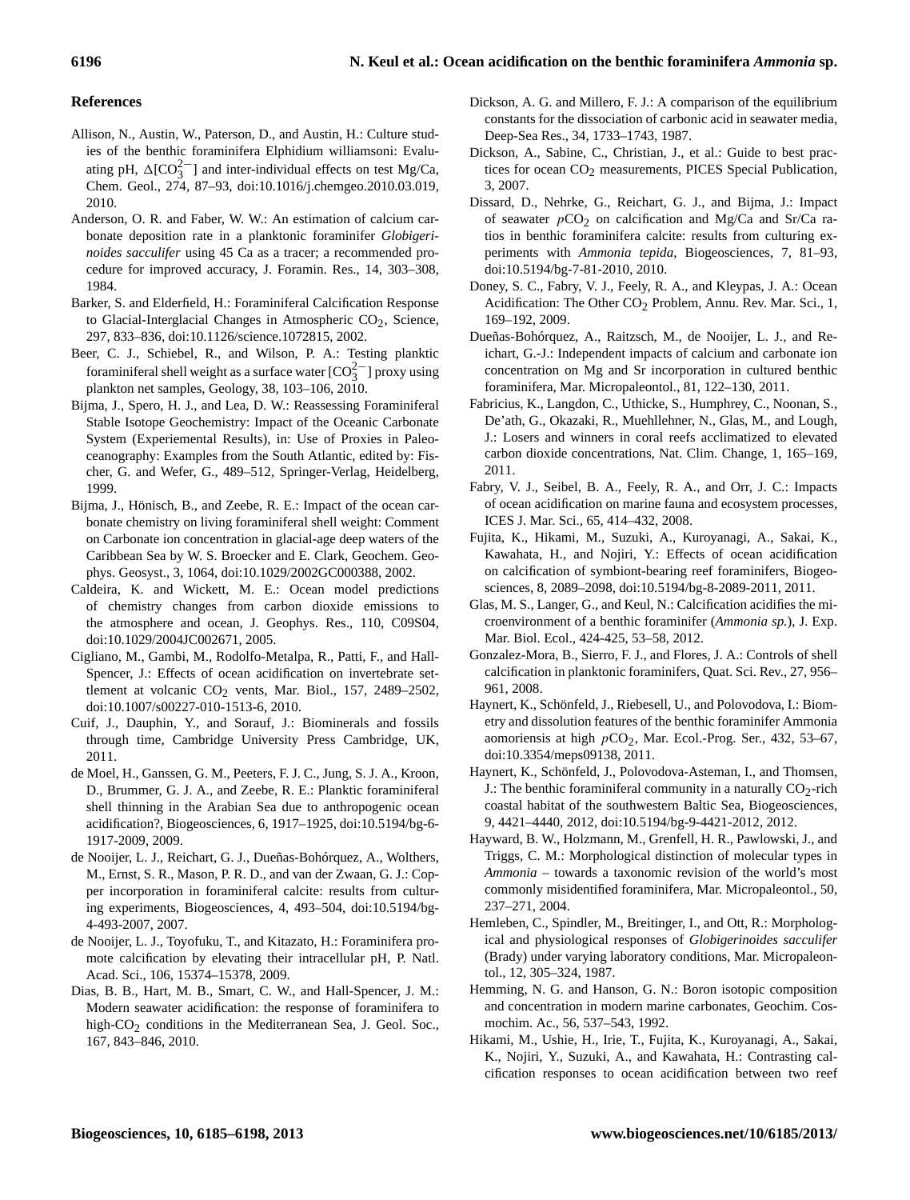## References

Allison, N., Austin, W., Paterson, D., and Austin, H.: Culture studies of the benthic foraminifera Elphidium williamsoni: Evaluating pH, $\Delta[CO_3^{2-}]$ and inter-individual effects on test Mg/Ca, Chem. Geol., 274, 87–93, doi:10.1016/j.chemgeo.2010.03.019, 2010.

Anderson, O. R. and Faber, W. W.: An estimation of calcium carbonate deposition rate in a planktonic foraminifer *Globigerinoides sacculifer* using 45 Ca as a tracer; a recommended procedure for improved accuracy, J. Foramin. Res., 14, 303–308, 1984.

Barker, S. and Elderfield, H.: Foraminiferal Calcification Response to Glacial-Interglacial Changes in Atmospheric $CO_2$, Science, 297, 833–836, doi:10.1126/science.1072815, 2002.

Beer, C. J., Schiebel, R., and Wilson, P. A.: Testing planktic foraminiferal shell weight as a surface water $[CO_3^{2-}]$ proxy using plankton net samples, Geology, 38, 103–106, 2010.

Bijma, J., Spero, H. J., and Lea, D. W.: Reassessing Foraminiferal Stable Isotope Geochemistry: Impact of the Oceanic Carbonate System (Experiemental Results), in: Use of Proxies in Paleoceanography: Examples from the South Atlantic, edited by: Fischer, G. and Wefer, G., 489–512, Springer-Verlag, Heidelberg, 1999.

Bijma, J., Hönisch, B., and Zeebe, R. E.: Impact of the ocean carbonate chemistry on living foraminiferal shell weight: Comment on Carbonate ion concentration in glacial-age deep waters of the Caribbean Sea by W. S. Broecker and E. Clark, Geochem. Geophys. Geosyst., 3, 1064, doi:10.1029/2002GC000388, 2002.

Caldeira, K. and Wickett, M. E.: Ocean model predictions of chemistry changes from carbon dioxide emissions to the atmosphere and ocean, J. Geophys. Res., 110, C09S04, doi:10.1029/2004JC002671, 2005.

Cigliano, M., Gambi, M., Rodolfo-Metalpa, R., Patti, F., and Hall-Spencer, J.: Effects of ocean acidification on invertebrate settlement at volcanic $CO_2$ vents, Mar. Biol., 157, 2489–2502, doi:10.1007/s00227-010-1513-6, 2010.

Cuif, J., Dauphin, Y., and Sorauf, J.: Biominerals and fossils through time, Cambridge University Press Cambridge, UK, 2011.

de Moel, H., Ganssen, G. M., Peeters, F. J. C., Jung, S. J. A., Kroon, D., Brummer, G. J. A., and Zeebe, R. E.: Planktic foraminiferal shell thinning in the Arabian Sea due to anthropogenic ocean acidification?, Biogeosciences, 6, 1917–1925, doi:10.5194/bg-6-1917-2009, 2009.

de Nooijer, L. J., Reichart, G. J., Dueñas-Bohórquez, A., Wolthers, M., Ernst, S. R., Mason, P. R. D., and van der Zwaan, G. J.: Copper incorporation in foraminiferal calcite: results from culturing experiments, Biogeosciences, 4, 493–504, doi:10.5194/bg-4-493-2007, 2007.

de Nooijer, L. J., Toyofuku, T., and Kitazato, H.: Foraminifera promote calcification by elevating their intracellular pH, P. Natl. Acad. Sci., 106, 15374–15378, 2009.

Dias, B. B., Hart, M. B., Smart, C. W., and Hall-Spencer, J. M.: Modern seawater acidification: the response of foraminifera to high-$CO_2$ conditions in the Mediterranean Sea, J. Geol. Soc., 167, 843–846, 2010.

Dickson, A. G. and Millero, F. J.: A comparison of the equilibrium constants for the dissociation of carbonic acid in seawater media, Deep-Sea Res., 34, 1733–1743, 1987.

Dickson, A., Sabine, C., Christian, J., et al.: Guide to best practices for ocean $CO_2$ measurements, PICES Special Publication, 3, 2007.

Dissard, D., Nehrke, G., Reichart, G. J., and Bijma, J.: Impact of seawater $pCO_2$ on calcification and Mg/Ca and Sr/Ca ratios in benthic foraminifera calcite: results from culturing experiments with *Ammonia tepida*, Biogeosciences, 7, 81–93, doi:10.5194/bg-7-81-2010, 2010.

Doney, S. C., Fabry, V. J., Feely, R. A., and Kleypas, J. A.: Ocean Acidification: The Other $CO_2$ Problem, Annu. Rev. Mar. Sci., 1, 169–192, 2009.

Dueñas-Bohórquez, A., Raitzsch, M., de Nooijer, L. J., and Reichart, G.-J.: Independent impacts of calcium and carbonate ion concentration on Mg and Sr incorporation in cultured benthic foraminifera, Mar. Micropaleontol., 81, 122–130, 2011.

Fabricius, K., Langdon, C., Uthicke, S., Humphrey, C., Noonan, S., De'ath, G., Okazaki, R., Muehllehner, N., Glas, M., and Lough, J.: Losers and winners in coral reefs acclimatized to elevated carbon dioxide concentrations, Nat. Clim. Change, 1, 165–169, 2011.

Fabry, V. J., Seibel, B. A., Feely, R. A., and Orr, J. C.: Impacts of ocean acidification on marine fauna and ecosystem processes, ICES J. Mar. Sci., 65, 414–432, 2008.

Fujita, K., Hikami, M., Suzuki, A., Kuroyanagi, A., Sakai, K., Kawahata, H., and Nojiri, Y.: Effects of ocean acidification on calcification of symbiont-bearing reef foraminifers, Biogeosciences, 8, 2089–2098, doi:10.5194/bg-8-2089-2011, 2011.

Glas, M. S., Langer, G., and Keul, N.: Calcification acidifies the microenvironment of a benthic foraminifer (*Ammonia sp.*), J. Exp. Mar. Biol. Ecol., 424-425, 53–58, 2012.

Gonzalez-Mora, B., Sierro, F. J., and Flores, J. A.: Controls of shell calcification in planktonic foraminifers, Quat. Sci. Rev., 27, 956–961, 2008.

Haynert, K., Schönfeld, J., Riebesell, U., and Polovodova, I.: Biometry and dissolution features of the benthic foraminifer Ammonia aomoriensis at high $pCO_2$, Mar. Ecol.-Prog. Ser., 432, 53–67, doi:10.3354/meps09138, 2011.

Haynert, K., Schönfeld, J., Polovodova-Asteman, I., and Thomsen, J.: The benthic foraminiferal community in a naturally $CO_2$-rich coastal habitat of the southwestern Baltic Sea, Biogeosciences, 9, 4421–4440, 2012, doi:10.5194/bg-9-4421-2012, 2012.

Hayward, B. W., Holzmann, M., Grenfell, H. R., Pawlowski, J., and Triggs, C. M.: Morphological distinction of molecular types in *Ammonia* – towards a taxonomic revision of the world's most commonly misidentified foraminifera, Mar. Micropaleontol., 50, 237–271, 2004.

Hemleben, C., Spindler, M., Breitinger, I., and Ott, R.: Morphological and physiological responses of *Globigerinoides sacculifer* (Brady) under varying laboratory conditions, Mar. Micropaleontol., 12, 305–324, 1987.

Hemming, N. G. and Hanson, G. N.: Boron isotopic composition and concentration in modern marine carbonates, Geochim. Cosmochim. Ac., 56, 537–543, 1992.

Hikami, M., Ushie, H., Irie, T., Fujita, K., Kuroyanagi, A., Sakai, K., Nojiri, Y., Suzuki, A., and Kawahata, H.: Contrasting calcification responses to ocean acidification between two reef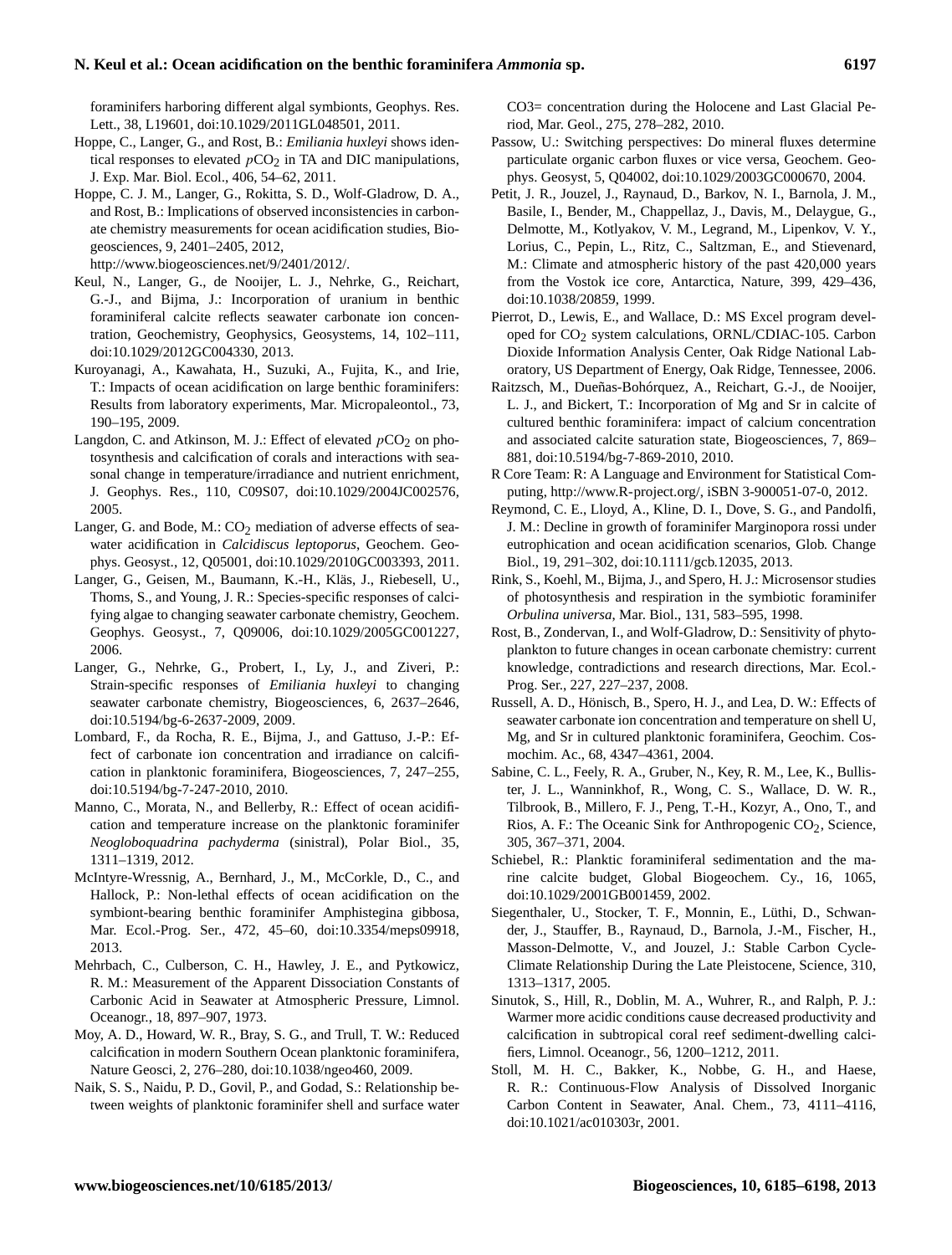foraminifers harboring different algal symbionts, Geophys. Res. Lett., 38, L19601, doi:10.1029/2011GL048501, 2011.

Hoppe, C., Langer, G., and Rost, B.: *Emiliania huxleyi* shows identical responses to elevated $pCO_2$ in TA and DIC manipulations, J. Exp. Mar. Biol. Ecol., 406, 54–62, 2011.

Hoppe, C. J. M., Langer, G., Rokitta, S. D., Wolf-Gladrow, D. A., and Rost, B.: Implications of observed inconsistencies in carbonate chemistry measurements for ocean acidification studies, Biogeosciences, 9, 2401–2405, 2012, http://www.biogeosciences.net/9/2401/2012/.

Keul, N., Langer, G., de Nooijer, L. J., Nehrke, G., Reichart, G.-J., and Bijma, J.: Incorporation of uranium in benthic foraminiferal calcite reflects seawater carbonate ion concentration, Geochemistry, Geophysics, Geosystems, 14, 102–111, doi:10.1029/2012GC004330, 2013.

Kuroyanagi, A., Kawahata, H., Suzuki, A., Fujita, K., and Irie, T.: Impacts of ocean acidification on large benthic foraminifers: Results from laboratory experiments, Mar. Micropaleontol., 73, 190–195, 2009.

Langdon, C. and Atkinson, M. J.: Effect of elevated $pCO_2$ on photosynthesis and calcification of corals and interactions with seasonal change in temperature/irradiance and nutrient enrichment, J. Geophys. Res., 110, C09S07, doi:10.1029/2004JC002576, 2005.

Langer, G. and Bode, M.: $CO_2$ mediation of adverse effects of seawater acidification in *Calcidiscus leptoporus*, Geochem. Geophys. Geosyst., 12, Q05001, doi:10.1029/2010GC003393, 2011.

Langer, G., Geisen, M., Baumann, K.-H., Kläs, J., Riebesell, U., Thoms, S., and Young, J. R.: Species-specific responses of calcifying algae to changing seawater carbonate chemistry, Geochem. Geophys. Geosyst., 7, Q09006, doi:10.1029/2005GC001227, 2006.

Langer, G., Nehrke, G., Probert, I., Ly, J., and Ziveri, P.: Strain-specific responses of *Emiliania huxleyi* to changing seawater carbonate chemistry, Biogeosciences, 6, 2637–2646, doi:10.5194/bg-6-2637-2009, 2009.

Lombard, F., da Rocha, R. E., Bijma, J., and Gattuso, J.-P.: Effect of carbonate ion concentration and irradiance on calcification in planktonic foraminifera, Biogeosciences, 7, 247–255, doi:10.5194/bg-7-247-2010, 2010.

Manno, C., Morata, N., and Bellerby, R.: Effect of ocean acidification and temperature increase on the planktonic foraminifer *Neogloboquadrina pachyderma* (sinistral), Polar Biol., 35, 1311–1319, 2012.

McIntyre-Wressnig, A., Bernhard, J., M., McCorkle, D., C., and Hallock, P.: Non-lethal effects of ocean acidification on the symbiont-bearing benthic foraminifer Amphistegina gibbosa, Mar. Ecol.-Prog. Ser., 472, 45–60, doi:10.3354/meps09918, 2013.

Mehrbach, C., Culberson, C. H., Hawley, J. E., and Pytkowicz, R. M.: Measurement of the Apparent Dissociation Constants of Carbonic Acid in Seawater at Atmospheric Pressure, Limnol. Oceanogr., 18, 897–907, 1973.

Moy, A. D., Howard, W. R., Bray, S. G., and Trull, T. W.: Reduced calcification in modern Southern Ocean planktonic foraminifera, Nature Geosci, 2, 276–280, doi:10.1038/ngeo460, 2009.

Naik, S. S., Naidu, P. D., Govil, P., and Godad, S.: Relationship between weights of planktonic foraminifer shell and surface water CO3= concentration during the Holocene and Last Glacial Period, Mar. Geol., 275, 278–282, 2010.

Passow, U.: Switching perspectives: Do mineral fluxes determine particulate organic carbon fluxes or vice versa, Geochem. Geophys. Geosyst, 5, Q04002, doi:10.1029/2003GC000670, 2004.

Petit, J. R., Jouzel, J., Raynaud, D., Barkov, N. I., Barnola, J. M., Basile, I., Bender, M., Chappellaz, J., Davis, M., Delaygue, G., Delmotte, M., Kotlyakov, V. M., Legrand, M., Lipenkov, V. Y., Lorius, C., Pepin, L., Ritz, C., Saltzman, E., and Stievenard, M.: Climate and atmospheric history of the past 420,000 years from the Vostok ice core, Antarctica, Nature, 399, 429–436, doi:10.1038/20859, 1999.

Pierrot, D., Lewis, E., and Wallace, D.: MS Excel program developed for $CO_2$ system calculations, ORNL/CDIAC-105. Carbon Dioxide Information Analysis Center, Oak Ridge National Laboratory, US Department of Energy, Oak Ridge, Tennessee, 2006.

Raitzsch, M., Dueñas-Bohórquez, A., Reichart, G.-J., de Nooijer, L. J., and Bickert, T.: Incorporation of Mg and Sr in calcite of cultured benthic foraminifera: impact of calcium concentration and associated calcite saturation state, Biogeosciences, 7, 869–881, doi:10.5194/bg-7-869-2010, 2010.

R Core Team: R: A Language and Environment for Statistical Computing, http://www.R-project.org/, iSBN 3-900051-07-0, 2012.

Reymond, C. E., Lloyd, A., Kline, D. I., Dove, S. G., and Pandolfi, J. M.: Decline in growth of foraminifer Marginopora rossi under eutrophication and ocean acidification scenarios, Glob. Change Biol., 19, 291–302, doi:10.1111/gcb.12035, 2013.

Rink, S., Koehl, M., Bijma, J., and Spero, H. J.: Microsensor studies of photosynthesis and respiration in the symbiotic foraminifer *Orbulina universa*, Mar. Biol., 131, 583–595, 1998.

Rost, B., Zondervan, I., and Wolf-Gladrow, D.: Sensitivity of phytoplankton to future changes in ocean carbonate chemistry: current knowledge, contradictions and research directions, Mar. Ecol.-Prog. Ser., 227, 227–237, 2008.

Russell, A. D., Hönisch, B., Spero, H. J., and Lea, D. W.: Effects of seawater carbonate ion concentration and temperature on shell U, Mg, and Sr in cultured planktonic foraminifera, Geochim. Cosmochim. Ac., 68, 4347–4361, 2004.

Sabine, C. L., Feely, R. A., Gruber, N., Key, R. M., Lee, K., Bullister, J. L., Wanninkhof, R., Wong, C. S., Wallace, D. W. R., Tilbrook, B., Millero, F. J., Peng, T.-H., Kozyr, A., Ono, T., and Rios, A. F.: The Oceanic Sink for Anthropogenic $CO_2$, Science, 305, 367–371, 2004.

Schiebel, R.: Planktic foraminiferal sedimentation and the marine calcite budget, Global Biogeochem. Cy., 16, 1065, doi:10.1029/2001GB001459, 2002.

Siegenthaler, U., Stocker, T. F., Monnin, E., Lüthi, D., Schwander, J., Stauffer, B., Raynaud, D., Barnola, J.-M., Fischer, H., Masson-Delmotte, V., and Jouzel, J.: Stable Carbon Cycle-Climate Relationship During the Late Pleistocene, Science, 310, 1313–1317, 2005.

Sinutok, S., Hill, R., Doblin, M. A., Wuhrer, R., and Ralph, P. J.: Warmer more acidic conditions cause decreased productivity and calcification in subtropical coral reef sediment-dwelling calcifiers, Limnol. Oceanogr., 56, 1200–1212, 2011.

Stoll, M. H. C., Bakker, K., Nobbe, G. H., and Haese, R. R.: Continuous-Flow Analysis of Dissolved Inorganic Carbon Content in Seawater, Anal. Chem., 73, 4111–4116, doi:10.1021/ac010303r, 2001.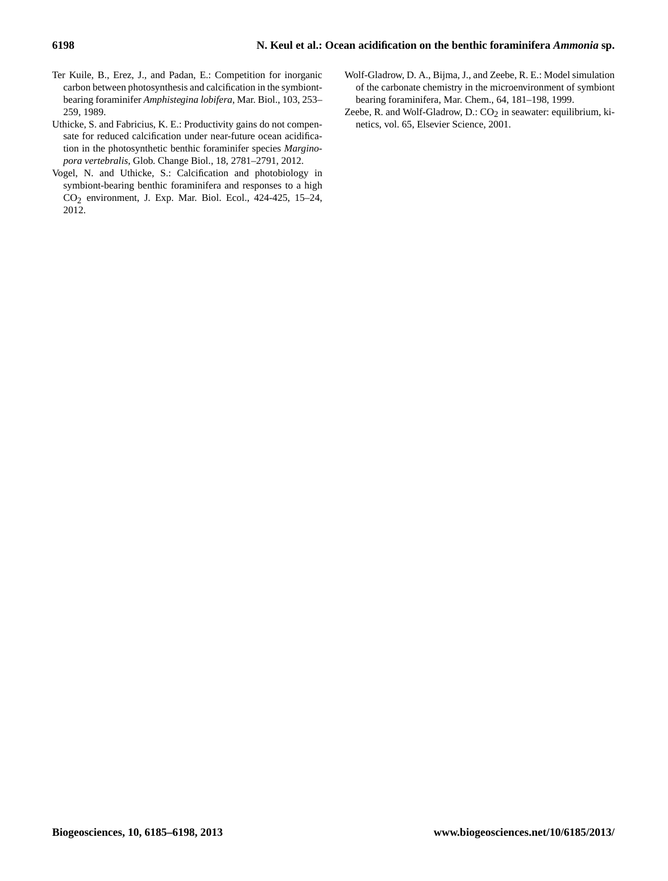Ter Kuile, B., Erez, J., and Padan, E.: Competition for inorganic carbon between photosynthesis and calcification in the symbiont-bearing foraminifer *Amphistegina lobifera*, Mar. Biol., 103, 253–259, 1989.

Uthicke, S. and Fabricius, K. E.: Productivity gains do not compensate for reduced calcification under near-future ocean acidification in the photosynthetic benthic foraminifer species *Marginopora vertebralis*, Glob. Change Biol., 18, 2781–2791, 2012.

Vogel, N. and Uthicke, S.: Calcification and photobiology in symbiont-bearing benthic foraminifera and responses to a high $CO_2$ environment, J. Exp. Mar. Biol. Ecol., 424-425, 15–24, 2012.

Wolf-Gladrow, D. A., Bijma, J., and Zeebe, R. E.: Model simulation of the carbonate chemistry in the microenvironment of symbiont bearing foraminifera, Mar. Chem., 64, 181–198, 1999.

Zeebe, R. and Wolf-Gladrow, D.: $CO_2$ in seawater: equilibrium, kinetics, vol. 65, Elsevier Science, 2001.